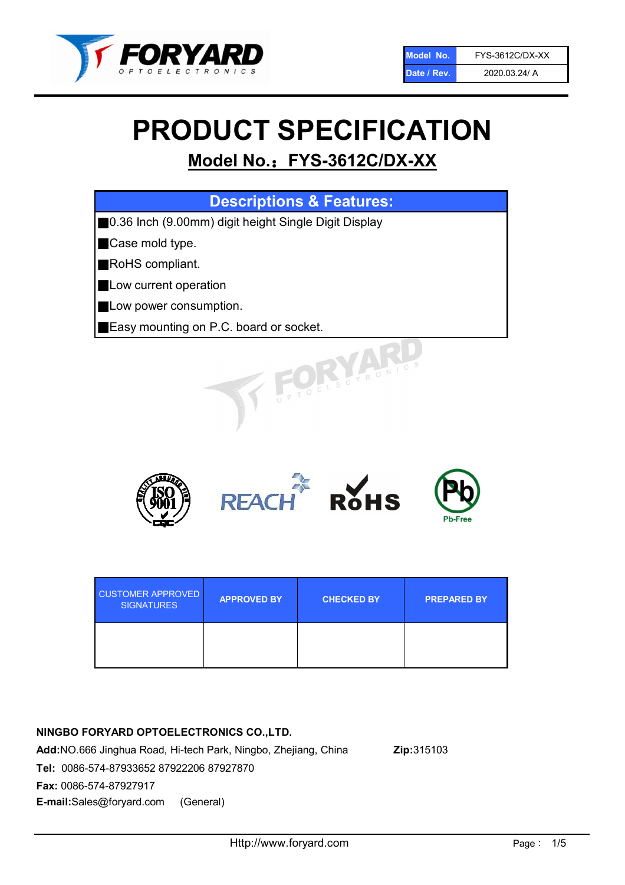| Model No. | FYS-3612C/DX-XX |
| --- | --- |
| Date / Rev. | 2020.03.24/ A |

# PRODUCT SPECIFICATION

## Model No.：FYS-3612C/DX-XX

| Descriptions & Features: |
| --- |
| ■0.36 Inch (9.00mm) digit height Single Digit Display |
| ■Case mold type. |
| ■RoHS compliant. |
| ■Low current operation |
| ■Low power consumption. |
| ■Easy mounting on P.C. board or socket. |

| CUSTOMER APPROVED SIGNATURES | APPROVED BY | CHECKED BY | PREPARED BY |
| --- | --- | --- | --- |
| | | | |

**NINGBO FORYARD OPTOELECTRONICS CO.,LTD.**

**Add:**NO.666 Jinghua Road, Hi-tech Park, Ningbo, Zhejiang, China **Zip:**315103

**Tel:** 0086-574-87933652 87922206 87927870

**Fax:** 0086-574-87927917

**E-mail:**Sales@foryard.com (General)

Http://www.foryard.com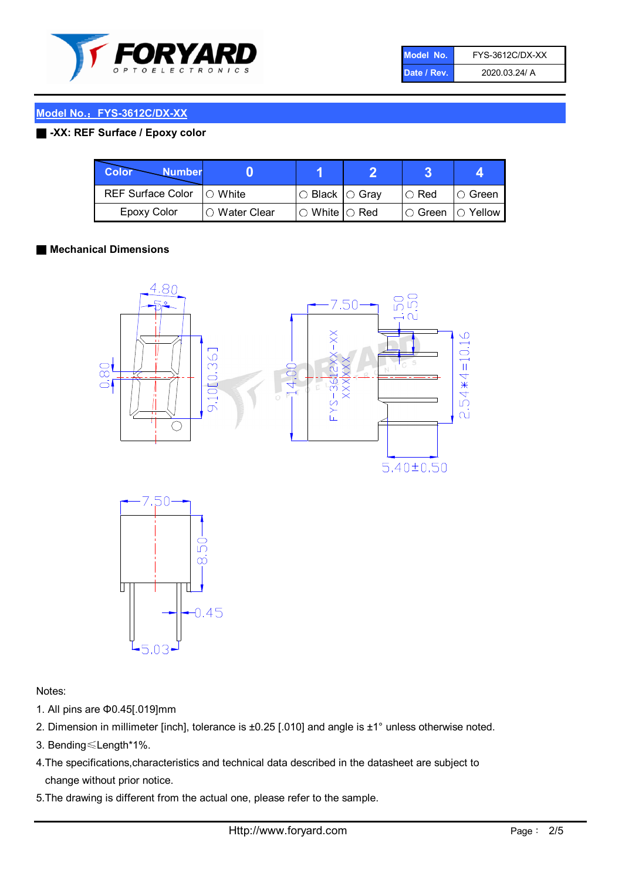## Model No.：FYS-3612C/DX-XX

### -XX: REF Surface / Epoxy color

| Color \ Number | 0 | 1 | 2 | 3 | 4 |
|---|---|---|---|---|---|
| REF Surface Color | ○ White | ○ Black | ○ Gray | ○ Red | ○ Green |
| Epoxy Color | ○ Water Clear | ○ White | ○ Red | ○ Green | ○ Yellow |

### Mechanical Dimensions

Notes:

1. All pins are Φ0.45[.019]mm
2. Dimension in millimeter [inch], tolerance is ±0.25 [.010] and angle is ±1° unless otherwise noted.
3. Bending≤Length*1%.
4. The specifications,characteristics and technical data described in the datasheet are subject to change without prior notice.
5. The drawing is different from the actual one, please refer to the sample.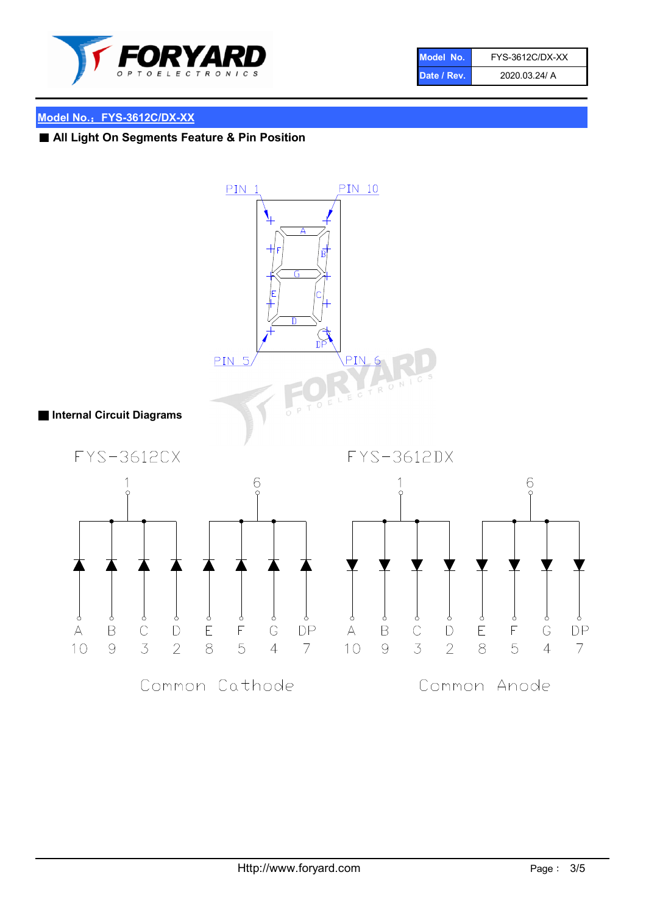| Model No. | FYS-3612C/DX-XX |
|---|---|
| Date / Rev. | 2020.03.24/ A |

## Model No.：FYS-3612C/DX-XX

### ■ All Light On Segments Feature & Pin Position

PIN 1 PIN 10

A B C D E F G DP

PIN 5 PIN 6

### ■ Internal Circuit Diagrams

**FYS-3612CX** — Common Cathode

Common pins: 1, 6

| Segment | A | B | C | D | E | F | G | DP |
|---|---|---|---|---|---|---|---|---|
| Pin | 10 | 9 | 3 | 2 | 8 | 5 | 4 | 7 |

**FYS-3612DX** — Common Anode

Common pins: 1, 6

| Segment | A | B | C | D | E | F | G | DP |
|---|---|---|---|---|---|---|---|---|
| Pin | 10 | 9 | 3 | 2 | 8 | 5 | 4 | 7 |

Http://www.foryard.com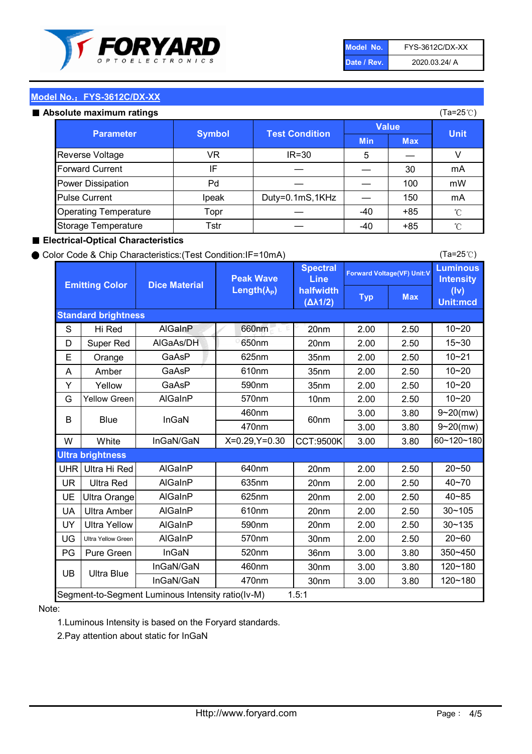| Model No. | FYS-3612C/DX-XX |
|---|---|
| Date / Rev. | 2020.03.24/ A |

## Model No.：FYS-3612C/DX-XX

### ■ Absolute maximum ratings

(Ta=25℃)

| Parameter | Symbol | Test Condition | Value | | Unit |
|---|---|---|---|---|---|
| | | | Min | Max | |
| Reverse Voltage | VR | IR=30 | 5 | — | V |
| Forward Current | IF | — | — | 30 | mA |
| Power Dissipation | Pd | — | — | 100 | mW |
| Pulse Current | Ipeak | Duty=0.1mS,1KHz | — | 150 | mA |
| Operating Temperature | Topr | — | -40 | +85 | ℃ |
| Storage Temperature | Tstr | — | -40 | +85 | ℃ |

### ■ Electrical-Optical Characteristics

● Color Code & Chip Characteristics:(Test Condition:IF=10mA)

(Ta=25℃)

| Emitting Color | | Dice Material | Peak Wave Length($\lambda_P$) | Spectral Line halfwidth ($\Delta\lambda 1/2$) | Forward Voltage(VF) Unit:V | | Luminous Intensity (Iv) Unit:mcd |
|---|---|---|---|---|---|---|---|
| | | | | | Typ | Max | |
| **Standard brightness** | | | | | | | |
| S | Hi Red | AlGaInP | 660nm | 20nm | 2.00 | 2.50 | 10~20 |
| D | Super Red | AlGaAs/DH | 650nm | 20nm | 2.00 | 2.50 | 15~30 |
| E | Orange | GaAsP | 625nm | 35nm | 2.00 | 2.50 | 10~21 |
| A | Amber | GaAsP | 610nm | 35nm | 2.00 | 2.50 | 10~20 |
| Y | Yellow | GaAsP | 590nm | 35nm | 2.00 | 2.50 | 10~20 |
| G | Yellow Green | AlGaInP | 570nm | 10nm | 2.00 | 2.50 | 10~20 |
| B | Blue | InGaN | 460nm | 60nm | 3.00 | 3.80 | 9~20(mw) |
| | | | 470nm | | 3.00 | 3.80 | 9~20(mw) |
| W | White | InGaN/GaN | X=0.29,Y=0.30 | CCT:9500K | 3.00 | 3.80 | 60~120~180 |
| **Ultra brightness** | | | | | | | |
| UHR | Ultra Hi Red | AlGaInP | 640nm | 20nm | 2.00 | 2.50 | 20~50 |
| UR | Ultra Red | AlGaInP | 635nm | 20nm | 2.00 | 2.50 | 40~70 |
| UE | Ultra Orange | AlGaInP | 625nm | 20nm | 2.00 | 2.50 | 40~85 |
| UA | Ultra Amber | AlGaInP | 610nm | 20nm | 2.00 | 2.50 | 30~105 |
| UY | Ultra Yellow | AlGaInP | 590nm | 20nm | 2.00 | 2.50 | 30~135 |
| UG | Ultra Yellow Green | AlGaInP | 570nm | 30nm | 2.00 | 2.50 | 20~60 |
| PG | Pure Green | InGaN | 520nm | 36nm | 3.00 | 3.80 | 350~450 |
| UB | Ultra Blue | InGaN/GaN | 460nm | 30nm | 3.00 | 3.80 | 120~180 |
| | | InGaN/GaN | 470nm | 30nm | 3.00 | 3.80 | 120~180 |
| Segment-to-Segment Luminous Intensity ratio(Iv-M) | | | 1.5:1 | | | | |

Note:

1.Luminous Intensity is based on the Foryard standards.

2.Pay attention about static for InGaN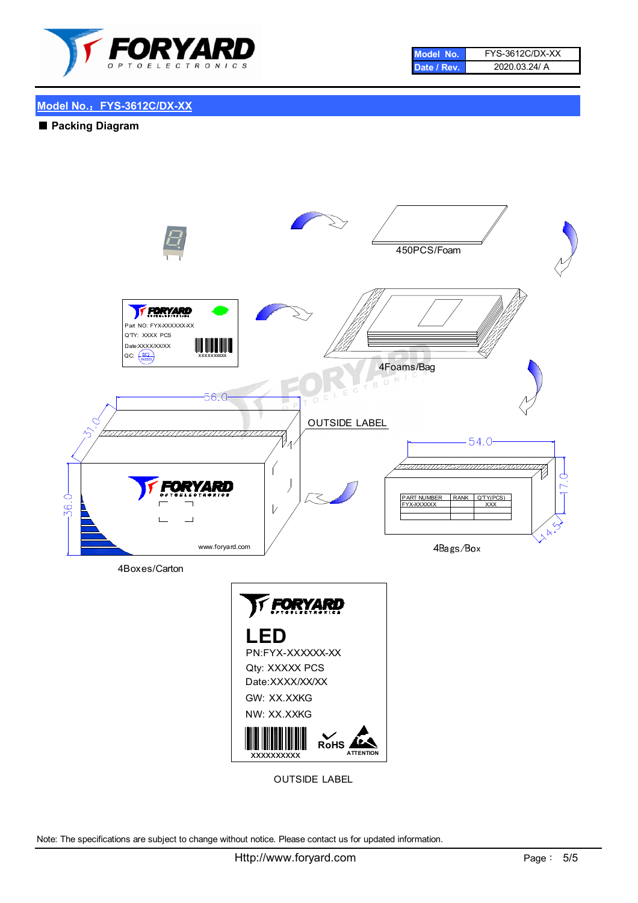| Model No. | FYS-3612C/DX-XX |
| --- | --- |
| Date / Rev. | 2020.03.24/ A |

## Model No.：FYS-3612C/DX-XX

■ **Packing Diagram**

450PCS/Foam

Part NO: FYX-XXXXXXX-XX
Q'TY: XXXX PCS
Date:XXXX/XX/XX
QC:

4Foams/Bag

56.0

31.0

36.0

OUTSIDE LABEL

www.foryard.com

4Boxes/Carton

54.0

17.0

14.5

| PART NUMBER | RANK | Q'TY(PCS) |
| --- | --- | --- |
| FYX-XXXXXX | | XXX |

4Bags/Box

LED

PN:FYX-XXXXXX-XX

Qty: XXXXX PCS

Date:XXXX/XX/XX

GW: XX.XXKG

NW: XX.XXKG

XXXXXXXXXX

RoHS

ATTENTION

OUTSIDE LABEL

Note: The specifications are subject to change without notice. Please contact us for updated information.